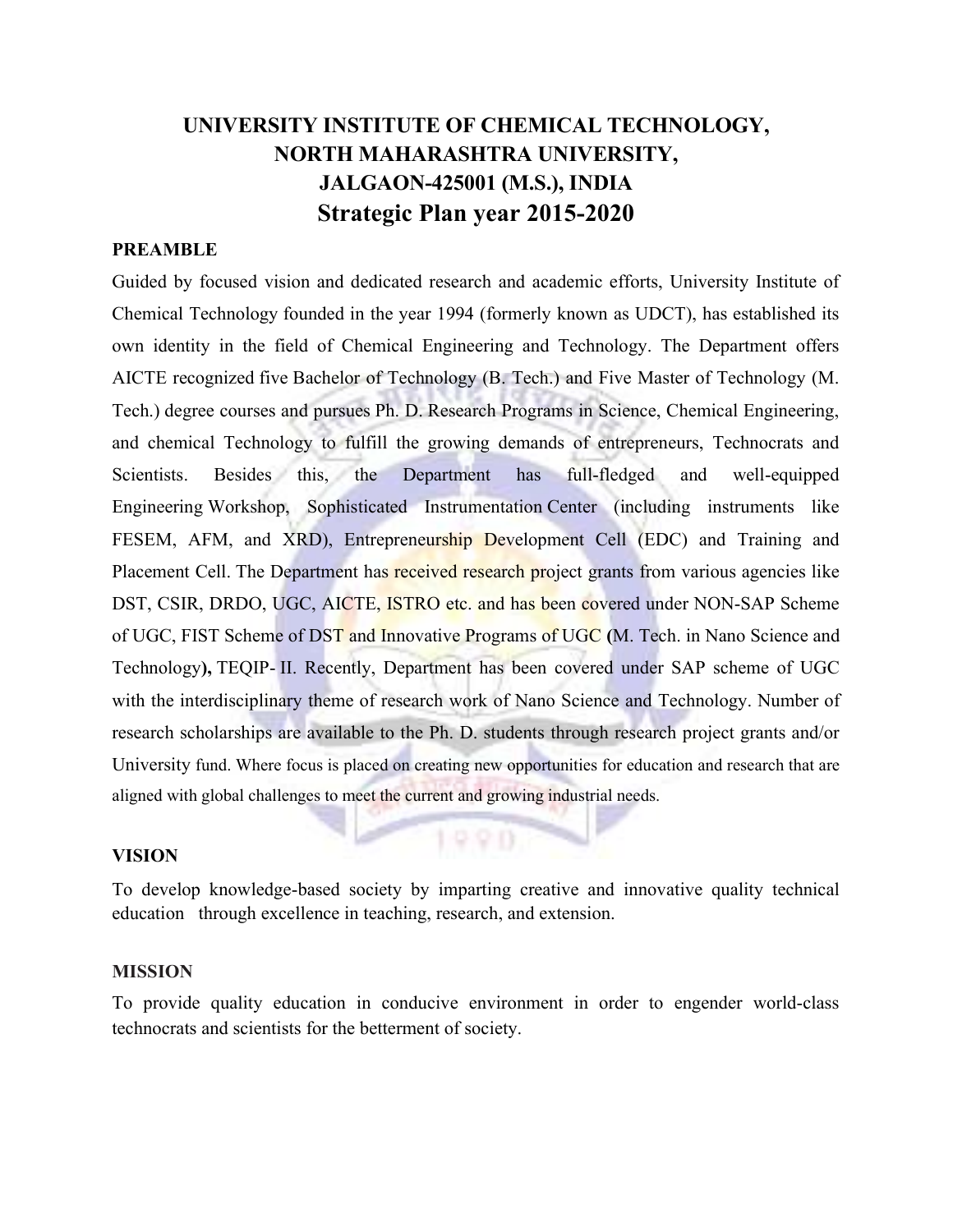# UNIVERSITY INSTITUTE OF CHEMICAL TECHNOLOGY, NORTH MAHARASHTRA UNIVERSITY, JALGAON-425001 (M.S.), INDIA

## Strategic Plan year 2015-2020

### PREAMBLE

Guided by focused vision and dedicated research and academic efforts, University Institute of Chemical Technology founded in the year 1994 (formerly known as UDCT), has established its own identity in the field of Chemical Engineering and Technology. The Department offers AICTE recognized five Bachelor of Technology (B. Tech.) and Five Master of Technology (M. Tech.) degree courses and pursues Ph. D. Research Programs in Science, Chemical Engineering, and chemical Technology to fulfill the growing demands of entrepreneurs, Technocrats and Scientists. Besides this, the Department has full-fledged and well-equipped Engineering Workshop, Sophisticated Instrumentation Center (including instruments like FESEM, AFM, and XRD), Entrepreneurship Development Cell (EDC) and Training and Placement Cell. The Department has received research project grants from various agencies like DST, CSIR, DRDO, UGC, AICTE, ISTRO etc. and has been covered under NON-SAP Scheme of UGC, FIST Scheme of DST and Innovative Programs of UGC **(**M. Tech. in Nano Science and Technology**),** TEQIP- II. Recently, Department has been covered under SAP scheme of UGC with the interdisciplinary theme of research work of Nano Science and Technology. Number of research scholarships are available to the Ph. D. students through research project grants and/or University fund. Where focus is placed on creating new opportunities for education and research that are aligned with global challenges to meet the current and growing industrial needs.

### VISION

To develop knowledge-based society by imparting creative and innovative quality technical education through excellence in teaching, research, and extension.

### MISSION

To provide quality education in conducive environment in order to engender world-class technocrats and scientists for the betterment of society.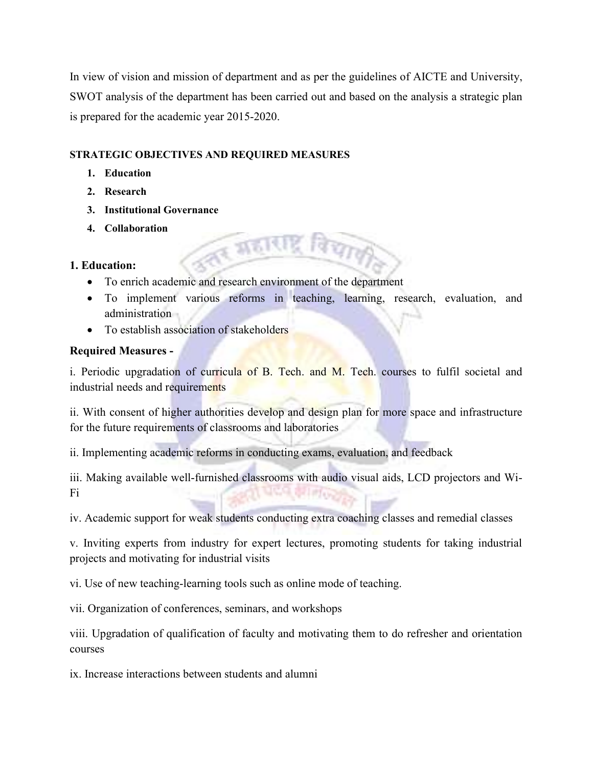In view of vision and mission of department and as per the guidelines of AICTE and University, SWOT analysis of the department has been carried out and based on the analysis a strategic plan is prepared for the academic year 2015-2020.

**STRATEGIC OBJECTIVES AND REQUIRED MEASURES**

1. **Education**
2. **Research**
3. **Institutional Governance**
4. **Collaboration**

### 1. Education:

- To enrich academic and research environment of the department
- To implement various reforms in teaching, learning, research, evaluation, and administration
- To establish association of stakeholders

### Required Measures -

i. Periodic upgradation of curricula of B. Tech. and M. Tech. courses to fulfil societal and industrial needs and requirements

ii. With consent of higher authorities develop and design plan for more space and infrastructure for the future requirements of classrooms and laboratories

ii. Implementing academic reforms in conducting exams, evaluation, and feedback

iii. Making available well-furnished classrooms with audio visual aids, LCD projectors and Wi-Fi

iv. Academic support for weak students conducting extra coaching classes and remedial classes

v. Inviting experts from industry for expert lectures, promoting students for taking industrial projects and motivating for industrial visits

vi. Use of new teaching-learning tools such as online mode of teaching.

vii. Organization of conferences, seminars, and workshops

viii. Upgradation of qualification of faculty and motivating them to do refresher and orientation courses

ix. Increase interactions between students and alumni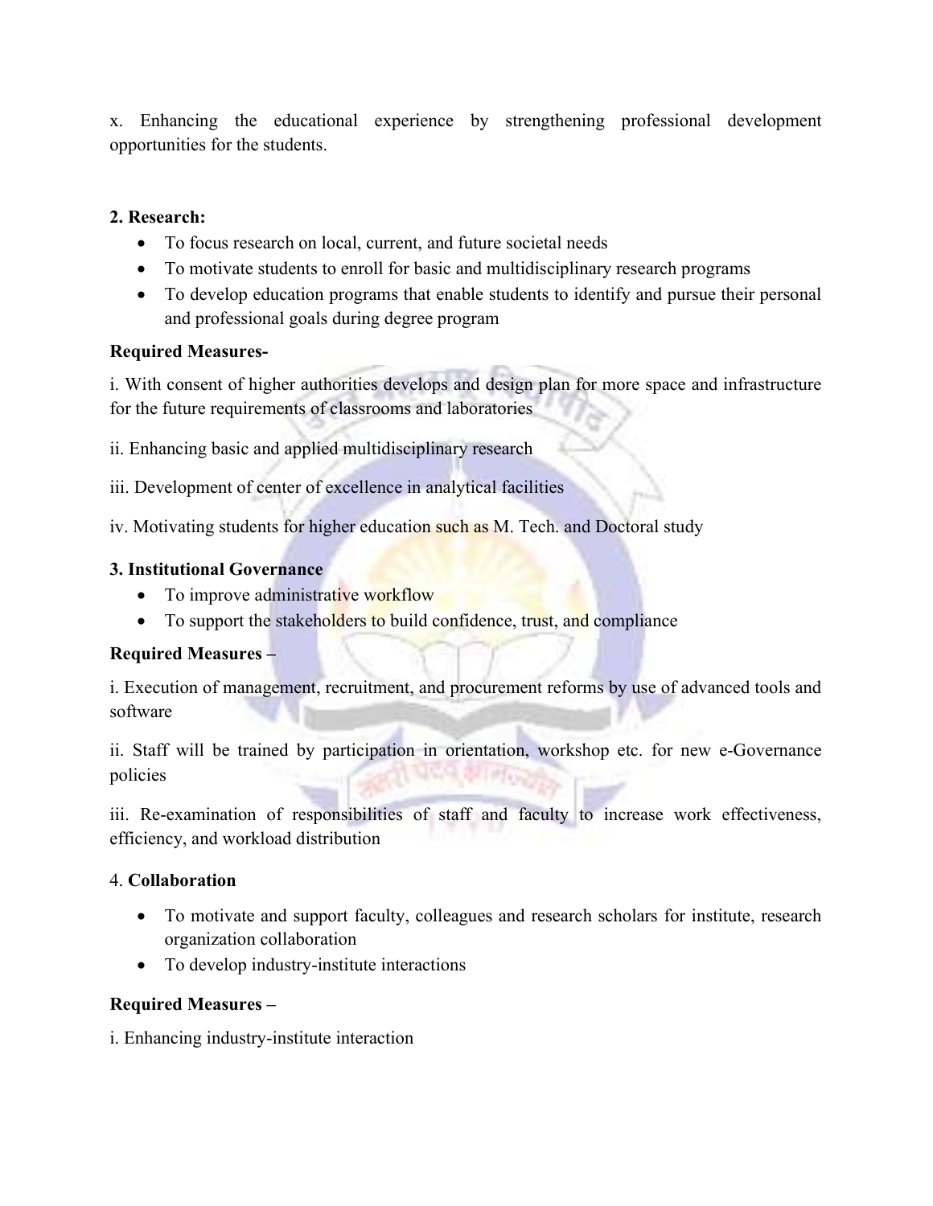x. Enhancing the educational experience by strengthening professional development opportunities for the students.

**2. Research:**

- To focus research on local, current, and future societal needs
- To motivate students to enroll for basic and multidisciplinary research programs
- To develop education programs that enable students to identify and pursue their personal and professional goals during degree program

**Required Measures-**

i. With consent of higher authorities develops and design plan for more space and infrastructure for the future requirements of classrooms and laboratories

ii. Enhancing basic and applied multidisciplinary research

iii. Development of center of excellence in analytical facilities

iv. Motivating students for higher education such as M. Tech. and Doctoral study

**3. Institutional Governance**

- To improve administrative workflow
- To support the stakeholders to build confidence, trust, and compliance

**Required Measures –**

i. Execution of management, recruitment, and procurement reforms by use of advanced tools and software

ii. Staff will be trained by participation in orientation, workshop etc. for new e-Governance policies

iii. Re-examination of responsibilities of staff and faculty to increase work effectiveness, efficiency, and workload distribution

4. **Collaboration**

- To motivate and support faculty, colleagues and research scholars for institute, research organization collaboration
- To develop industry-institute interactions

**Required Measures –**

i. Enhancing industry-institute interaction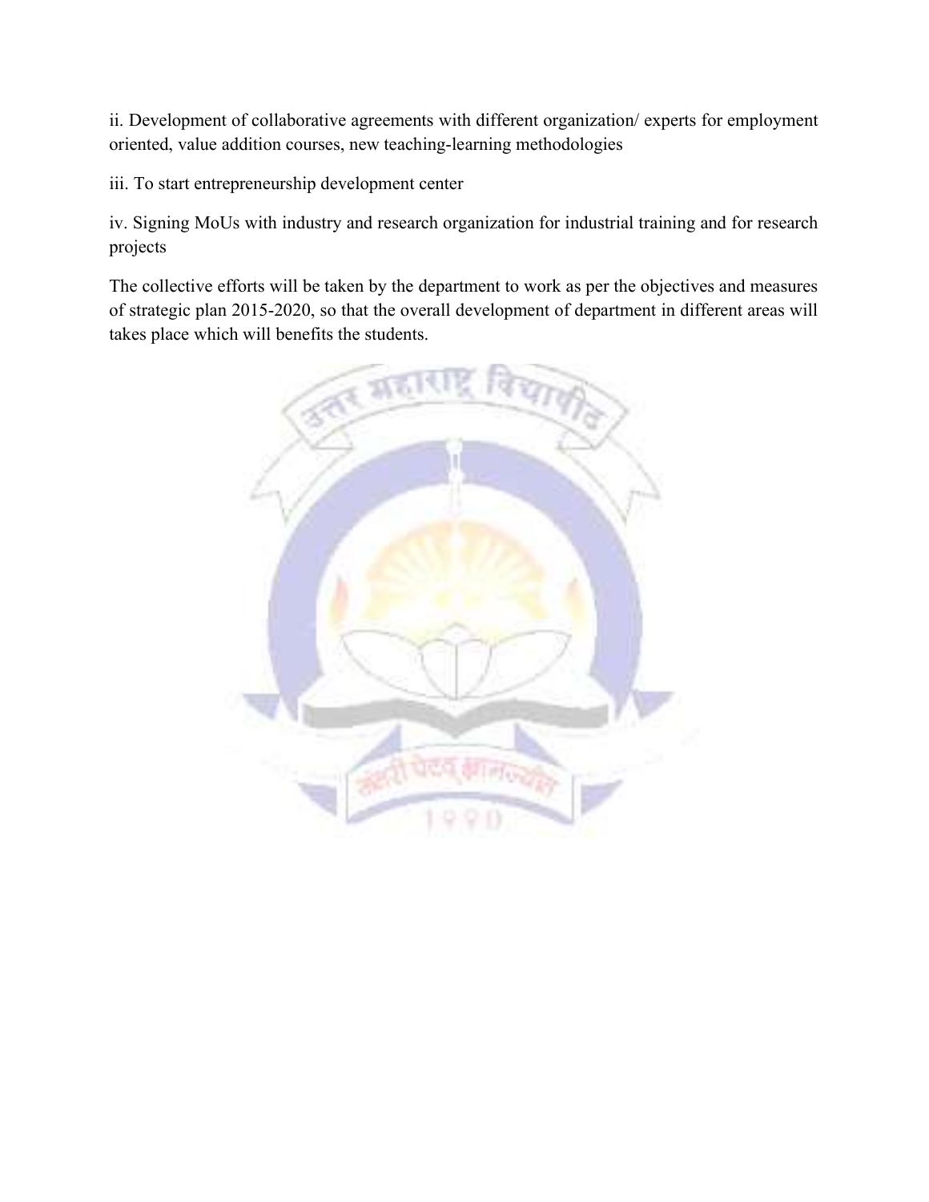ii. Development of collaborative agreements with different organization/ experts for employment oriented, value addition courses, new teaching-learning methodologies

iii. To start entrepreneurship development center

iv. Signing MoUs with industry and research organization for industrial training and for research projects

The collective efforts will be taken by the department to work as per the objectives and measures of strategic plan 2015-2020, so that the overall development of department in different areas will takes place which will benefits the students.